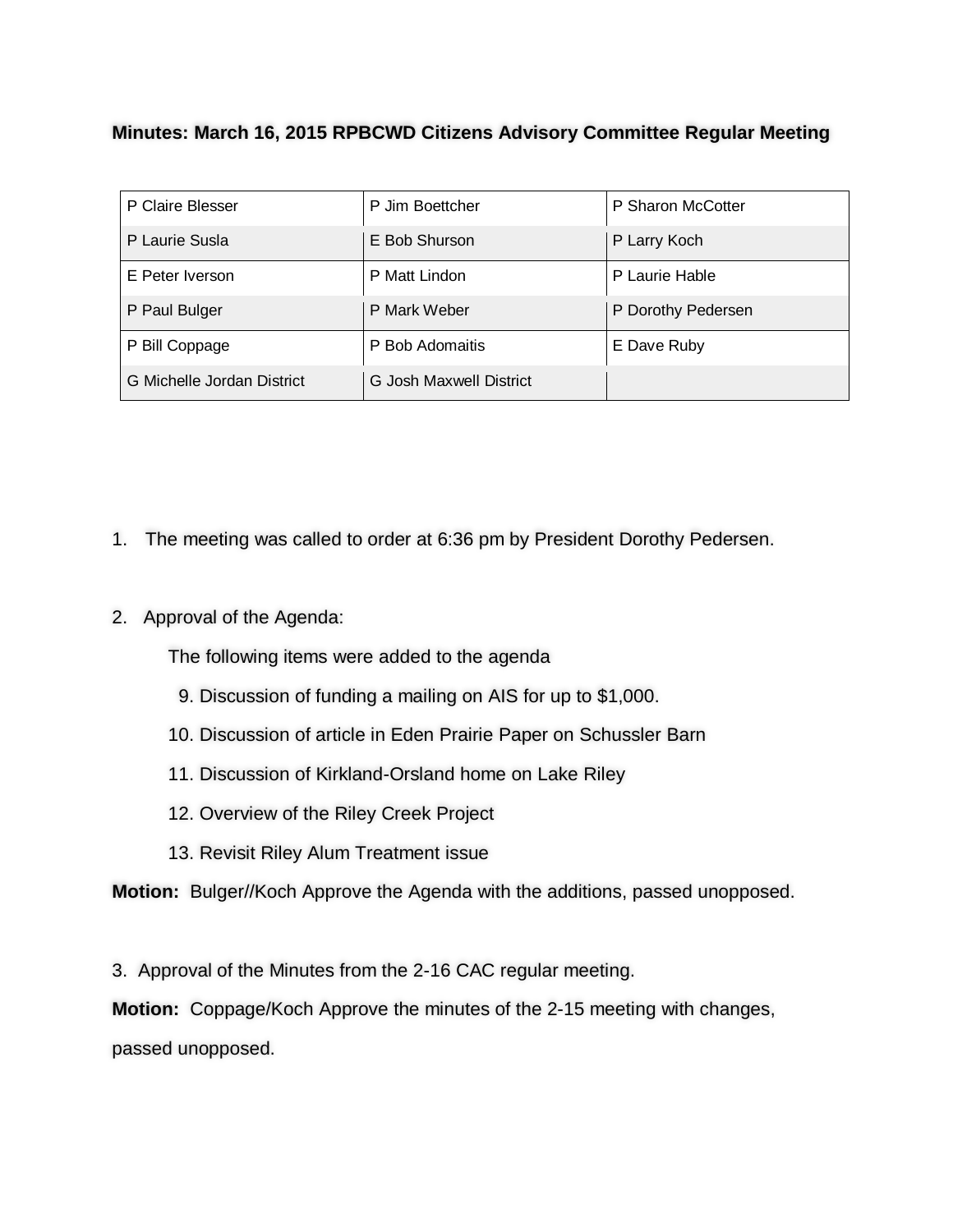**Minutes: March 16, 2015 RPBCWD Citizens Advisory Committee Regular Meeting**

| | | |
|---|---|---|
| P Claire Blesser | P Jim Boettcher | P Sharon McCotter |
| P Laurie Susla | E Bob Shurson | P Larry Koch |
| E Peter Iverson | P Matt Lindon | P Laurie Hable |
| P Paul Bulger | P Mark Weber | P Dorothy Pedersen |
| P Bill Coppage | P Bob Adomaitis | E Dave Ruby |
| G Michelle Jordan District | G Josh Maxwell District | |

1. The meeting was called to order at 6:36 pm by President Dorothy Pedersen.

2. Approval of the Agenda:

   The following items were added to the agenda

   9. Discussion of funding a mailing on AIS for up to $1,000.
   10. Discussion of article in Eden Prairie Paper on Schussler Barn
   11. Discussion of Kirkland-Orsland home on Lake Riley
   12. Overview of the Riley Creek Project
   13. Revisit Riley Alum Treatment issue

**Motion:** Bulger//Koch Approve the Agenda with the additions, passed unopposed.

3. Approval of the Minutes from the 2-16 CAC regular meeting.

**Motion:** Coppage/Koch Approve the minutes of the 2-15 meeting with changes, passed unopposed.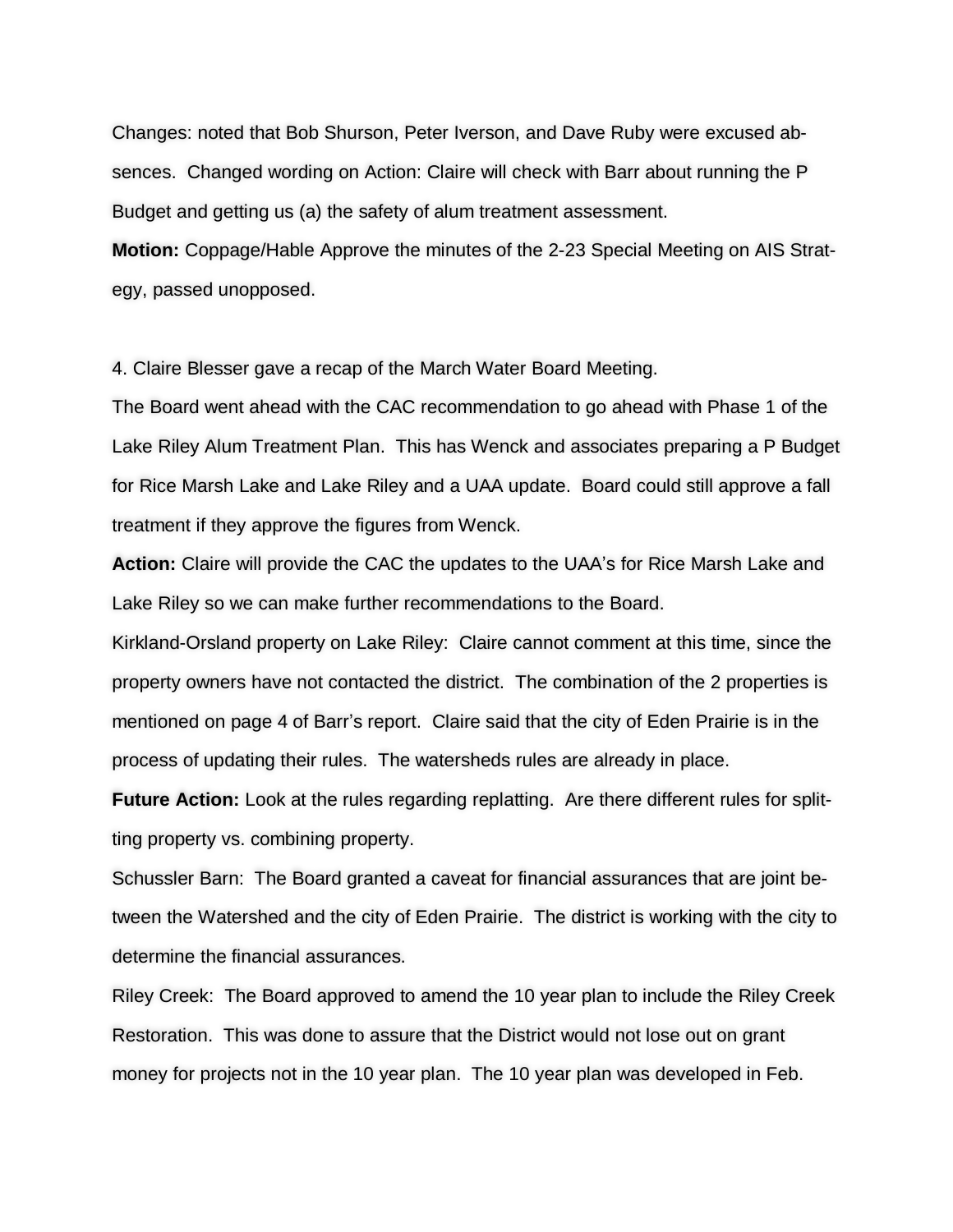Changes: noted that Bob Shurson, Peter Iverson, and Dave Ruby were excused absences. Changed wording on Action: Claire will check with Barr about running the P Budget and getting us (a) the safety of alum treatment assessment.

**Motion:** Coppage/Hable Approve the minutes of the 2-23 Special Meeting on AIS Strategy, passed unopposed.

4. Claire Blesser gave a recap of the March Water Board Meeting.

The Board went ahead with the CAC recommendation to go ahead with Phase 1 of the Lake Riley Alum Treatment Plan. This has Wenck and associates preparing a P Budget for Rice Marsh Lake and Lake Riley and a UAA update. Board could still approve a fall treatment if they approve the figures from Wenck.

**Action:** Claire will provide the CAC the updates to the UAA's for Rice Marsh Lake and Lake Riley so we can make further recommendations to the Board.

Kirkland-Orsland property on Lake Riley: Claire cannot comment at this time, since the property owners have not contacted the district. The combination of the 2 properties is mentioned on page 4 of Barr's report. Claire said that the city of Eden Prairie is in the process of updating their rules. The watersheds rules are already in place.

**Future Action:** Look at the rules regarding replatting. Are there different rules for splitting property vs. combining property.

Schussler Barn: The Board granted a caveat for financial assurances that are joint between the Watershed and the city of Eden Prairie. The district is working with the city to determine the financial assurances.

Riley Creek: The Board approved to amend the 10 year plan to include the Riley Creek Restoration. This was done to assure that the District would not lose out on grant money for projects not in the 10 year plan. The 10 year plan was developed in Feb.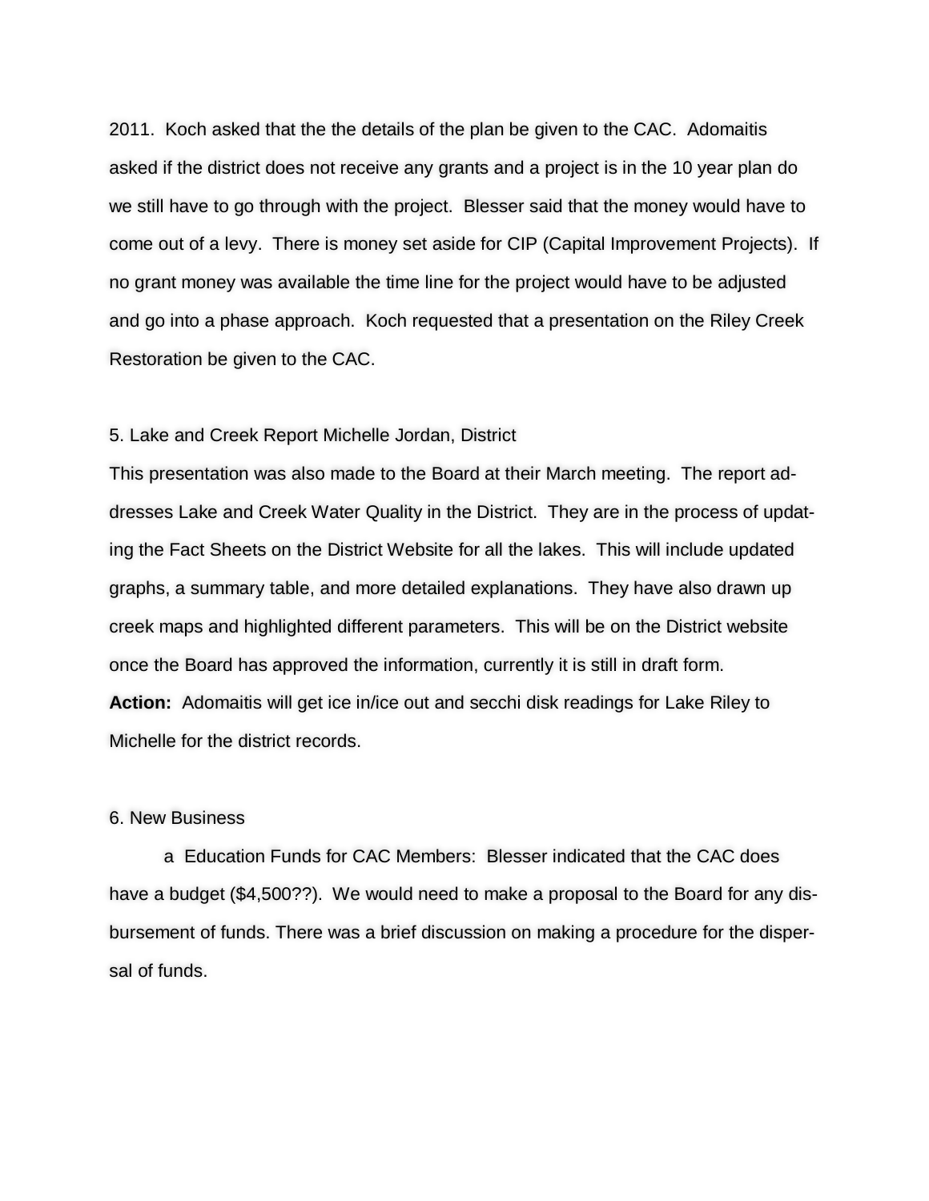2011. Koch asked that the the details of the plan be given to the CAC. Adomaitis asked if the district does not receive any grants and a project is in the 10 year plan do we still have to go through with the project. Blesser said that the money would have to come out of a levy. There is money set aside for CIP (Capital Improvement Projects). If no grant money was available the time line for the project would have to be adjusted and go into a phase approach. Koch requested that a presentation on the Riley Creek Restoration be given to the CAC.

5. Lake and Creek Report Michelle Jordan, District

This presentation was also made to the Board at their March meeting. The report addresses Lake and Creek Water Quality in the District. They are in the process of updating the Fact Sheets on the District Website for all the lakes. This will include updated graphs, a summary table, and more detailed explanations. They have also drawn up creek maps and highlighted different parameters. This will be on the District website once the Board has approved the information, currently it is still in draft form.

**Action:** Adomaitis will get ice in/ice out and secchi disk readings for Lake Riley to Michelle for the district records.

6. New Business

a Education Funds for CAC Members: Blesser indicated that the CAC does have a budget ($4,500??). We would need to make a proposal to the Board for any disbursement of funds. There was a brief discussion on making a procedure for the dispersal of funds.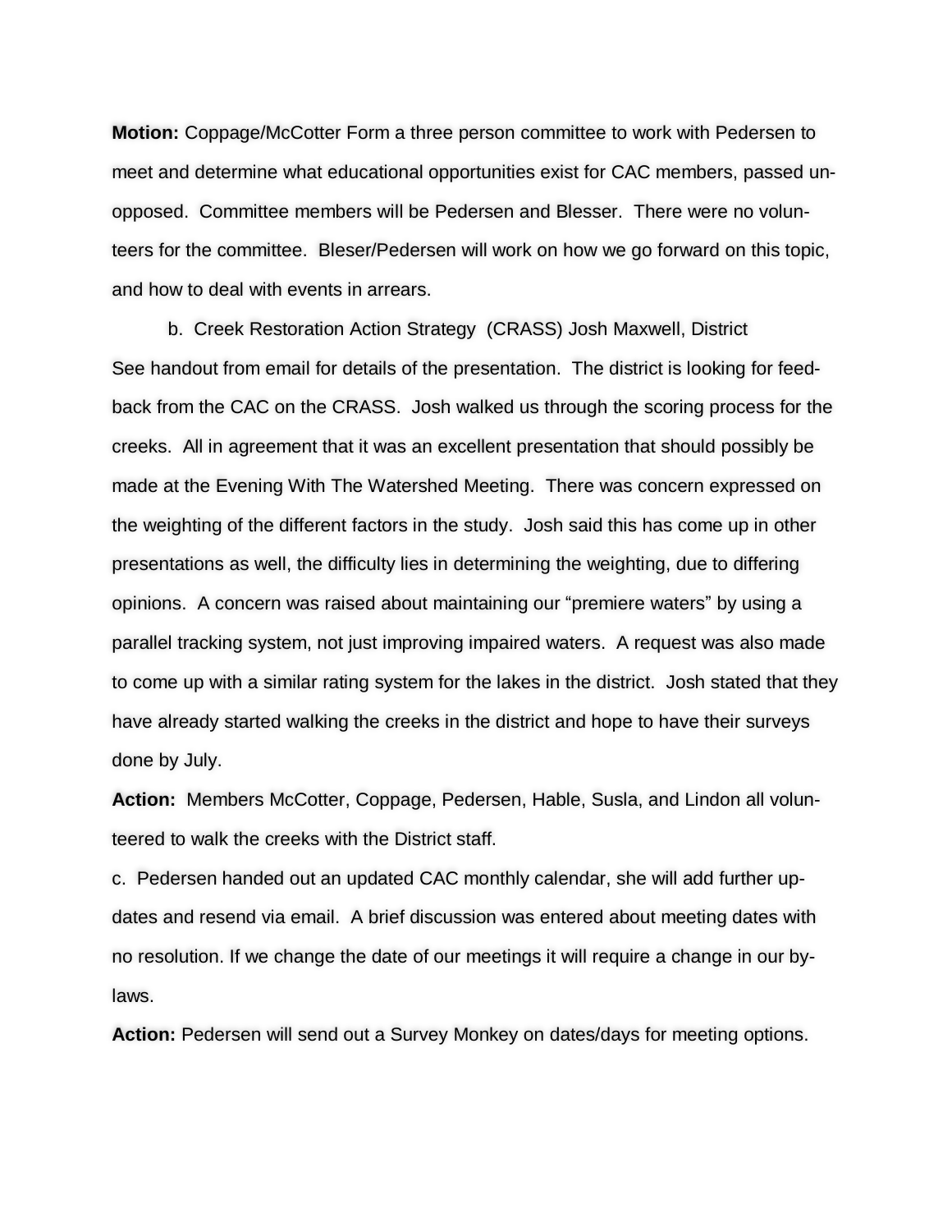**Motion:** Coppage/McCotter Form a three person committee to work with Pedersen to meet and determine what educational opportunities exist for CAC members, passed unopposed. Committee members will be Pedersen and Blesser. There were no volunteers for the committee. Bleser/Pedersen will work on how we go forward on this topic, and how to deal with events in arrears.

b. Creek Restoration Action Strategy (CRASS) Josh Maxwell, District

See handout from email for details of the presentation. The district is looking for feedback from the CAC on the CRASS. Josh walked us through the scoring process for the creeks. All in agreement that it was an excellent presentation that should possibly be made at the Evening With The Watershed Meeting. There was concern expressed on the weighting of the different factors in the study. Josh said this has come up in other presentations as well, the difficulty lies in determining the weighting, due to differing opinions. A concern was raised about maintaining our "premiere waters" by using a parallel tracking system, not just improving impaired waters. A request was also made to come up with a similar rating system for the lakes in the district. Josh stated that they have already started walking the creeks in the district and hope to have their surveys done by July.

**Action:** Members McCotter, Coppage, Pedersen, Hable, Susla, and Lindon all volunteered to walk the creeks with the District staff.

c. Pedersen handed out an updated CAC monthly calendar, she will add further updates and resend via email. A brief discussion was entered about meeting dates with no resolution. If we change the date of our meetings it will require a change in our bylaws.

**Action:** Pedersen will send out a Survey Monkey on dates/days for meeting options.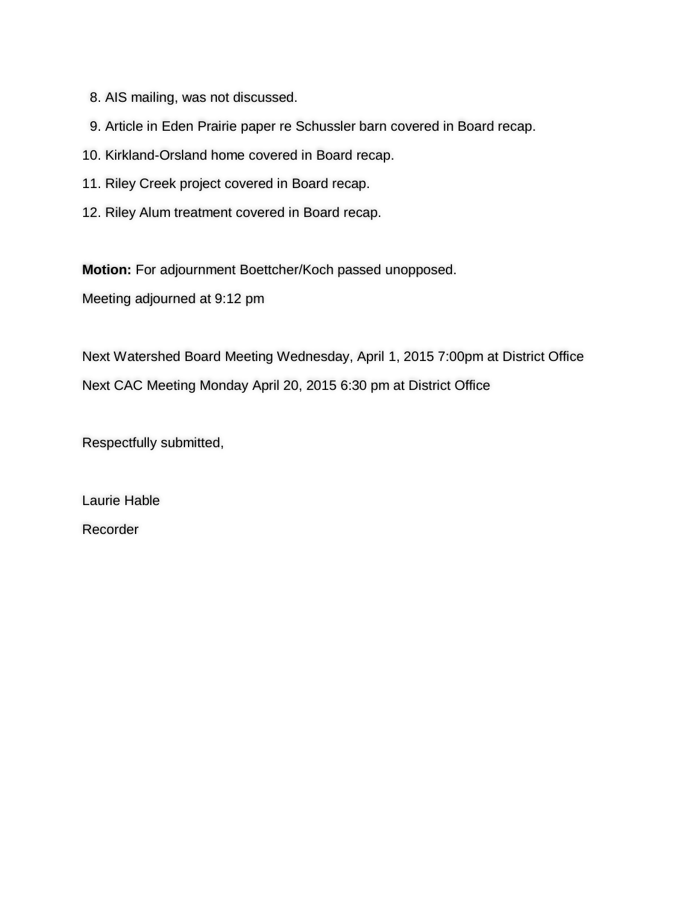8. AIS mailing, was not discussed.
9. Article in Eden Prairie paper re Schussler barn covered in Board recap.
10. Kirkland-Orsland home covered in Board recap.
11. Riley Creek project covered in Board recap.
12. Riley Alum treatment covered in Board recap.

**Motion:** For adjournment Boettcher/Koch passed unopposed.

Meeting adjourned at 9:12 pm

Next Watershed Board Meeting Wednesday, April 1, 2015 7:00pm at District Office

Next CAC Meeting Monday April 20, 2015 6:30 pm at District Office

Respectfully submitted,

Laurie Hable

Recorder